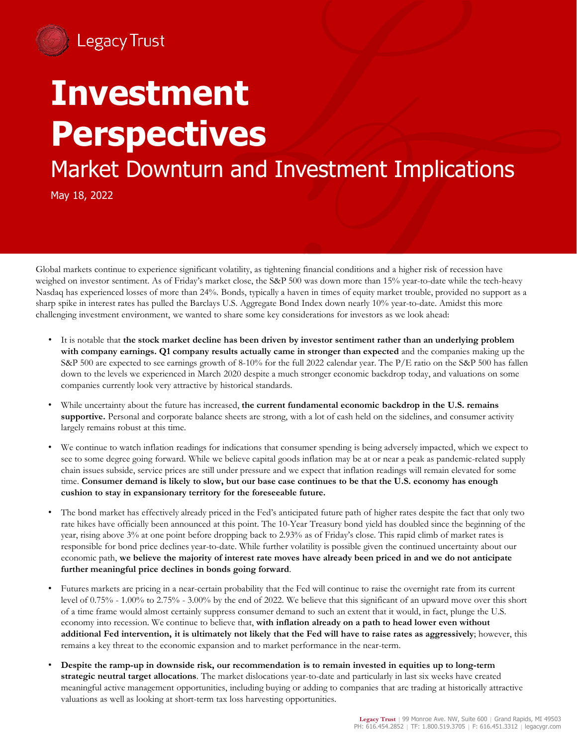Legacy Trust

# Investment Perspectives

## Market Downturn and Investment Implications

May 18, 2022

Global markets continue to experience significant volatility, as tightening financial conditions and a higher risk of recession have weighed on investor sentiment. As of Friday's market close, the S&P 500 was down more than 15% year-to-date while the tech-heavy Nasdaq has experienced losses of more than 24%. Bonds, typically a haven in times of equity market trouble, provided no support as a sharp spike in interest rates has pulled the Barclays U.S. Aggregate Bond Index down nearly 10% year-to-date. Amidst this more challenging investment environment, we wanted to share some key considerations for investors as we look ahead:

- It is notable that **the stock market decline has been driven by investor sentiment rather than an underlying problem with company earnings. Q1 company results actually came in stronger than expected** and the companies making up the S&P 500 are expected to see earnings growth of 8-10% for the full 2022 calendar year. The P/E ratio on the S&P 500 has fallen down to the levels we experienced in March 2020 despite a much stronger economic backdrop today, and valuations on some companies currently look very attractive by historical standards.

- While uncertainty about the future has increased, **the current fundamental economic backdrop in the U.S. remains supportive.** Personal and corporate balance sheets are strong, with a lot of cash held on the sidelines, and consumer activity largely remains robust at this time.

- We continue to watch inflation readings for indications that consumer spending is being adversely impacted, which we expect to see to some degree going forward. While we believe capital goods inflation may be at or near a peak as pandemic-related supply chain issues subside, service prices are still under pressure and we expect that inflation readings will remain elevated for some time. **Consumer demand is likely to slow, but our base case continues to be that the U.S. economy has enough cushion to stay in expansionary territory for the foreseeable future.**

- The bond market has effectively already priced in the Fed's anticipated future path of higher rates despite the fact that only two rate hikes have officially been announced at this point. The 10-Year Treasury bond yield has doubled since the beginning of the year, rising above 3% at one point before dropping back to 2.93% as of Friday's close. This rapid climb of market rates is responsible for bond price declines year-to-date. While further volatility is possible given the continued uncertainty about our economic path, **we believe the majority of interest rate moves have already been priced in and we do not anticipate further meaningful price declines in bonds going forward**.

- Futures markets are pricing in a near-certain probability that the Fed will continue to raise the overnight rate from its current level of 0.75% - 1.00% to 2.75% - 3.00% by the end of 2022. We believe that this significant of an upward move over this short of a time frame would almost certainly suppress consumer demand to such an extent that it would, in fact, plunge the U.S. economy into recession. We continue to believe that, **with inflation already on a path to head lower even without additional Fed intervention, it is ultimately not likely that the Fed will have to raise rates as aggressively**; however, this remains a key threat to the economic expansion and to market performance in the near-term.

- **Despite the ramp-up in downside risk, our recommendation is to remain invested in equities up to long-term strategic neutral target allocations**. The market dislocations year-to-date and particularly in last six weeks have created meaningful active management opportunities, including buying or adding to companies that are trading at historically attractive valuations as well as looking at short-term tax loss harvesting opportunities.

Legacy Trust | 99 Monroe Ave. NW, Suite 600 | Grand Rapids, MI 49503
PH: 616.454.2852 | TF: 1.800.519.3705 | F: 616.451.3312 | legacygr.com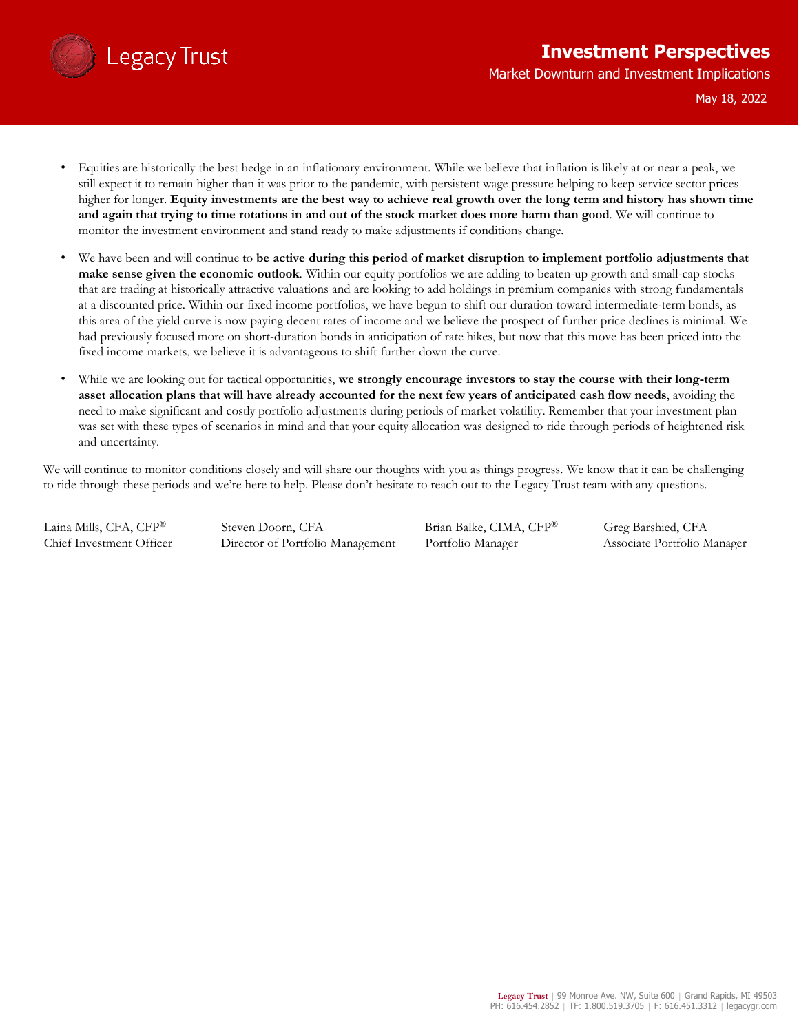- Equities are historically the best hedge in an inflationary environment. While we believe that inflation is likely at or near a peak, we still expect it to remain higher than it was prior to the pandemic, with persistent wage pressure helping to keep service sector prices higher for longer. **Equity investments are the best way to achieve real growth over the long term and history has shown time and again that trying to time rotations in and out of the stock market does more harm than good**. We will continue to monitor the investment environment and stand ready to make adjustments if conditions change.

- We have been and will continue to **be active during this period of market disruption to implement portfolio adjustments that make sense given the economic outlook**. Within our equity portfolios we are adding to beaten-up growth and small-cap stocks that are trading at historically attractive valuations and are looking to add holdings in premium companies with strong fundamentals at a discounted price. Within our fixed income portfolios, we have begun to shift our duration toward intermediate-term bonds, as this area of the yield curve is now paying decent rates of income and we believe the prospect of further price declines is minimal. We had previously focused more on short-duration bonds in anticipation of rate hikes, but now that this move has been priced into the fixed income markets, we believe it is advantageous to shift further down the curve.

- While we are looking out for tactical opportunities, **we strongly encourage investors to stay the course with their long-term asset allocation plans that will have already accounted for the next few years of anticipated cash flow needs**, avoiding the need to make significant and costly portfolio adjustments during periods of market volatility. Remember that your investment plan was set with these types of scenarios in mind and that your equity allocation was designed to ride through periods of heightened risk and uncertainty.

We will continue to monitor conditions closely and will share our thoughts with you as things progress. We know that it can be challenging to ride through these periods and we're here to help. Please don't hesitate to reach out to the Legacy Trust team with any questions.

Laina Mills, CFA, CFP®
Chief Investment Officer

Steven Doorn, CFA
Director of Portfolio Management

Brian Balke, CIMA, CFP®
Portfolio Manager

Greg Barshied, CFA
Associate Portfolio Manager